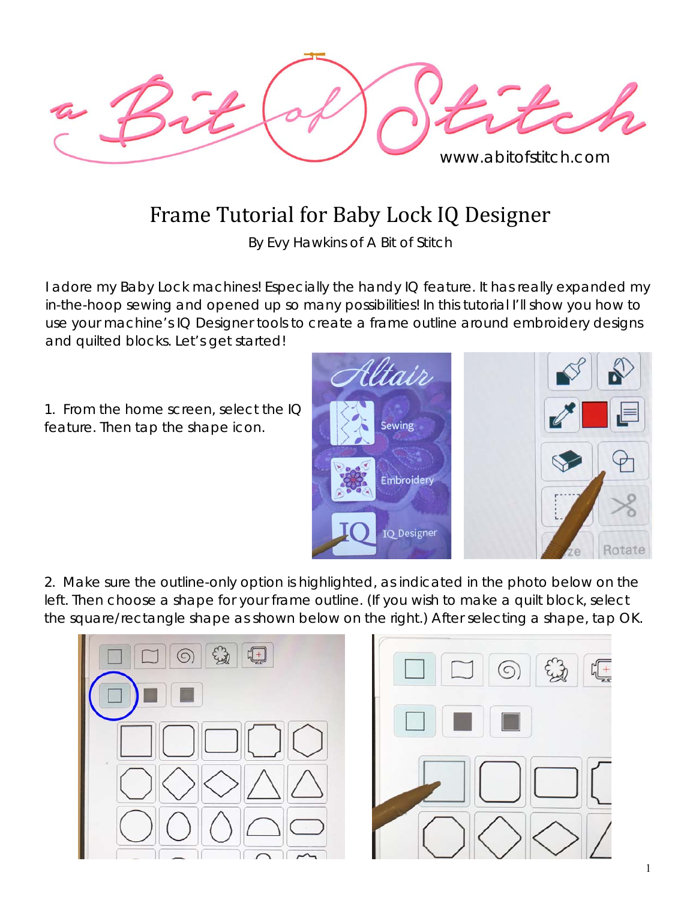www.abitofstitch.com

# Frame Tutorial for Baby Lock IQ Designer

By Evy Hawkins of A Bit of Stitch

I adore my Baby Lock machines! Especially the handy IQ feature. It has really expanded my in-the-hoop sewing and opened up so many possibilities! In this tutorial I'll show you how to use your machine's IQ Designer tools to create a frame outline around embroidery designs and quilted blocks. Let's get started!

1. From the home screen, select the IQ feature. Then tap the shape icon.

2. Make sure the outline-only option is highlighted, as indicated in the photo below on the left. Then choose a shape for your frame outline. (If you wish to make a quilt block, select the square/rectangle shape as shown below on the right.) After selecting a shape, tap OK.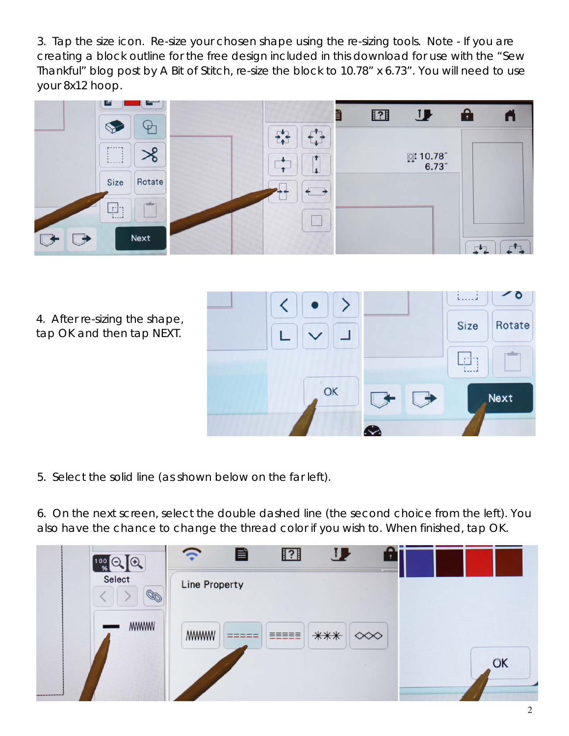3. Tap the size icon. Re-size your chosen shape using the re-sizing tools. Note - If you are creating a block outline for the free design included in this download for use with the "Sew Thankful" blog post by A Bit of Stitch, re-size the block to 10.78" x 6.73". You will need to use your 8x12 hoop.

4. After re-sizing the shape, tap OK and then tap NEXT.

5. Select the solid line (as shown below on the far left).

6. On the next screen, select the double dashed line (the second choice from the left). You also have the chance to change the thread color if you wish to. When finished, tap OK.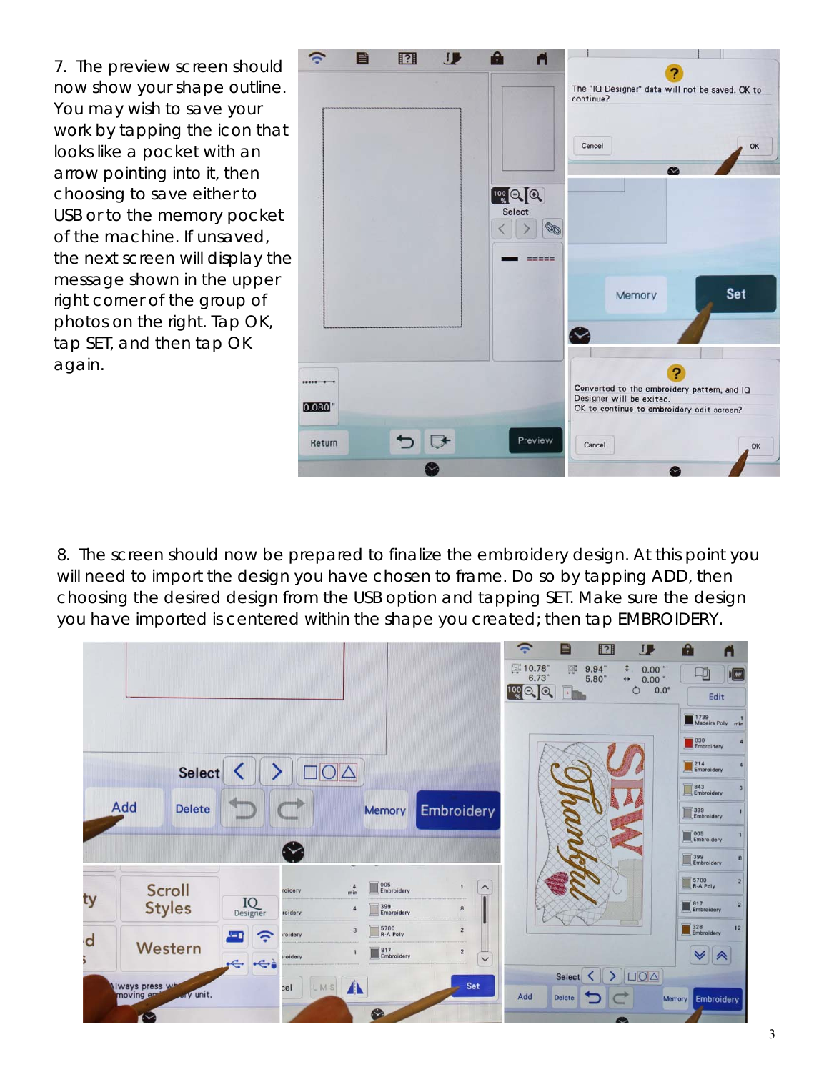7. The preview screen should now show your shape outline. You may wish to save your work by tapping the icon that looks like a pocket with an arrow pointing into it, then choosing to save either to USB or to the memory pocket of the machine. If unsaved, the next screen will display the message shown in the upper right corner of the group of photos on the right. Tap OK, tap SET, and then tap OK again.

8. The screen should now be prepared to finalize the embroidery design. At this point you will need to import the design you have chosen to frame. Do so by tapping ADD, then choosing the desired design from the USB option and tapping SET. Make sure the design you have imported is centered within the shape you created; then tap EMBROIDERY.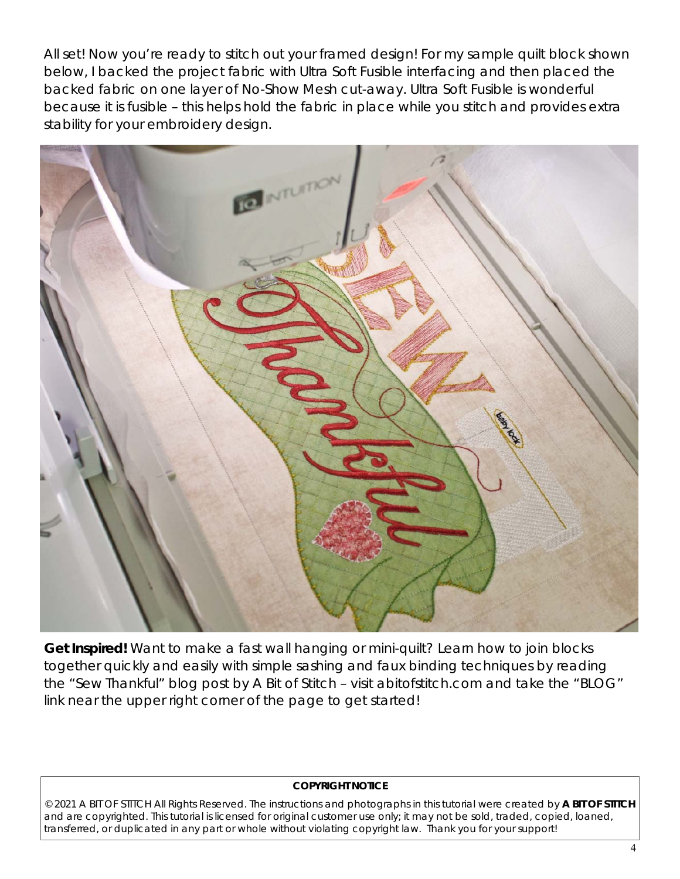All set! Now you're ready to stitch out your framed design! For my sample quilt block shown below, I backed the project fabric with Ultra Soft Fusible interfacing and then placed the backed fabric on one layer of No-Show Mesh cut-away. Ultra Soft Fusible is wonderful because it is fusible – this helps hold the fabric in place while you stitch and provides extra stability for your embroidery design.

**Get Inspired!** Want to make a fast wall hanging or mini-quilt? Learn how to join blocks together quickly and easily with simple sashing and faux binding techniques by reading the "Sew Thankful" blog post by A Bit of Stitch – visit abitofstitch.com and take the "BLOG" link near the upper right corner of the page to get started!

**COPYRIGHT NOTICE**

© 2021 A BIT OF STITCH All Rights Reserved. The instructions and photographs in this tutorial were created by **A BIT OF STITCH** and are copyrighted. This tutorial is licensed for original customer use only; it may not be sold, traded, copied, loaned, transferred, or duplicated in any part or whole without violating copyright law. Thank you for your support!